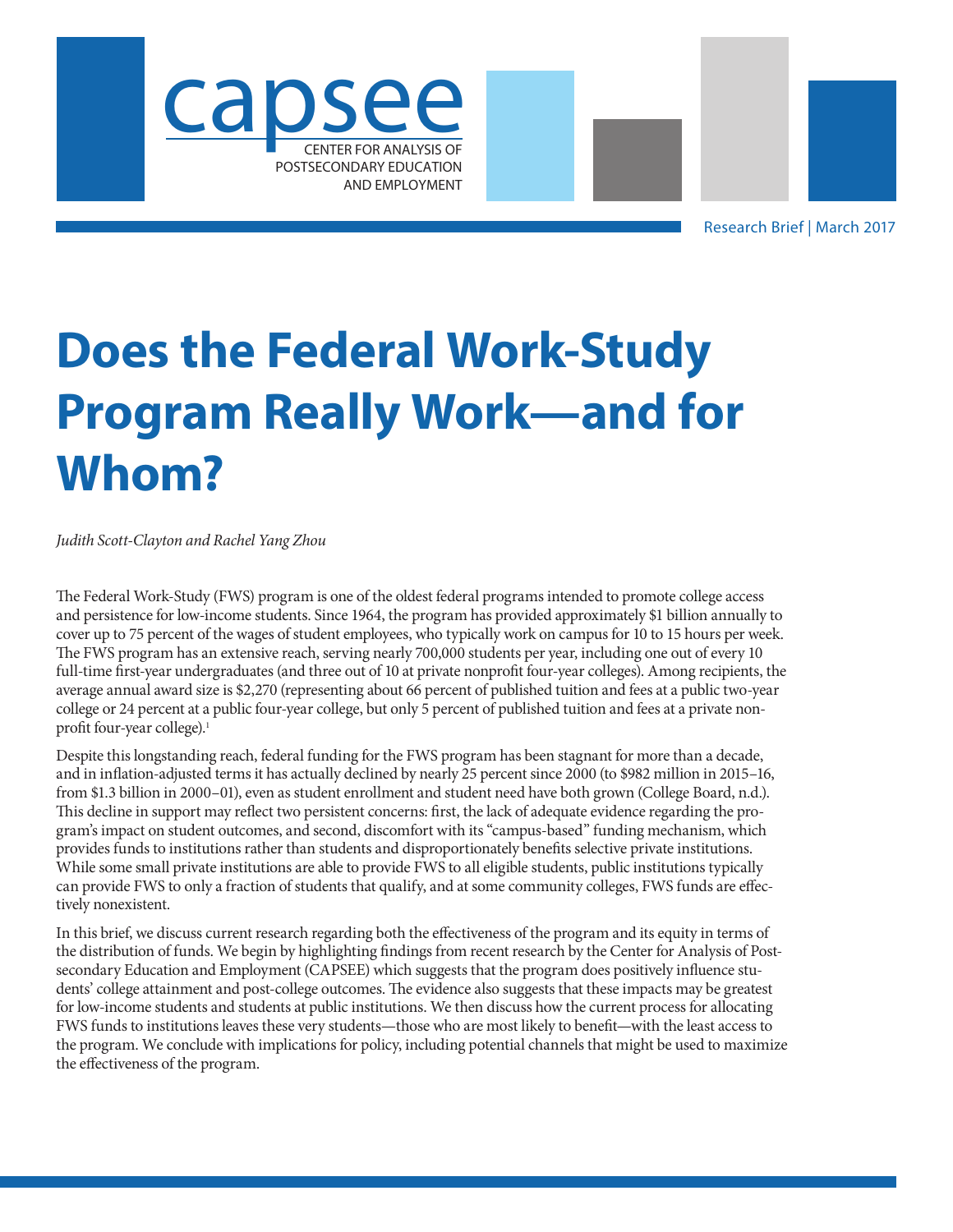capsee

CENTER FOR ANALYSIS OF POSTSECONDARY EDUCATION AND EMPLOYMENT

Research Brief | March 2017

# Does the Federal Work-Study Program Really Work—and for Whom?

*Judith Scott-Clayton and Rachel Yang Zhou*

The Federal Work-Study (FWS) program is one of the oldest federal programs intended to promote college access and persistence for low-income students. Since 1964, the program has provided approximately $1 billion annually to cover up to 75 percent of the wages of student employees, who typically work on campus for 10 to 15 hours per week. The FWS program has an extensive reach, serving nearly 700,000 students per year, including one out of every 10 full-time first-year undergraduates (and three out of 10 at private nonprofit four-year colleges). Among recipients, the average annual award size is $2,270 (representing about 66 percent of published tuition and fees at a public two-year college or 24 percent at a public four-year college, but only 5 percent of published tuition and fees at a private nonprofit four-year college).[1]

Despite this longstanding reach, federal funding for the FWS program has been stagnant for more than a decade, and in inflation-adjusted terms it has actually declined by nearly 25 percent since 2000 (to $982 million in 2015–16, from $1.3 billion in 2000–01), even as student enrollment and student need have both grown (College Board, n.d.). This decline in support may reflect two persistent concerns: first, the lack of adequate evidence regarding the program's impact on student outcomes, and second, discomfort with its "campus-based" funding mechanism, which provides funds to institutions rather than students and disproportionately benefits selective private institutions. While some small private institutions are able to provide FWS to all eligible students, public institutions typically can provide FWS to only a fraction of students that qualify, and at some community colleges, FWS funds are effectively nonexistent.

In this brief, we discuss current research regarding both the effectiveness of the program and its equity in terms of the distribution of funds. We begin by highlighting findings from recent research by the Center for Analysis of Postsecondary Education and Employment (CAPSEE) which suggests that the program does positively influence students' college attainment and post-college outcomes. The evidence also suggests that these impacts may be greatest for low-income students and students at public institutions. We then discuss how the current process for allocating FWS funds to institutions leaves these very students—those who are most likely to benefit—with the least access to the program. We conclude with implications for policy, including potential channels that might be used to maximize the effectiveness of the program.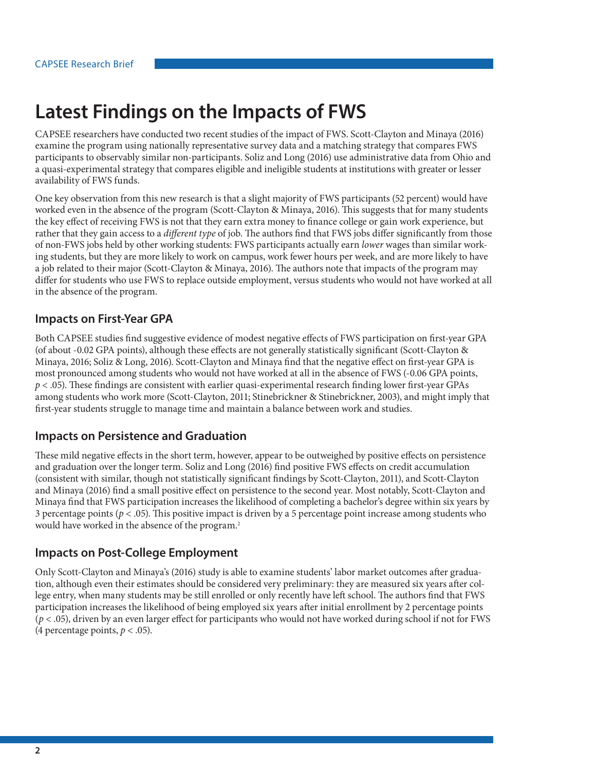# Latest Findings on the Impacts of FWS

CAPSEE researchers have conducted two recent studies of the impact of FWS. Scott-Clayton and Minaya (2016) examine the program using nationally representative survey data and a matching strategy that compares FWS participants to observably similar non-participants. Soliz and Long (2016) use administrative data from Ohio and a quasi-experimental strategy that compares eligible and ineligible students at institutions with greater or lesser availability of FWS funds.

One key observation from this new research is that a slight majority of FWS participants (52 percent) would have worked even in the absence of the program (Scott-Clayton & Minaya, 2016). This suggests that for many students the key effect of receiving FWS is not that they earn extra money to finance college or gain work experience, but rather that they gain access to a *different type* of job. The authors find that FWS jobs differ significantly from those of non-FWS jobs held by other working students: FWS participants actually earn *lower* wages than similar working students, but they are more likely to work on campus, work fewer hours per week, and are more likely to have a job related to their major (Scott-Clayton & Minaya, 2016). The authors note that impacts of the program may differ for students who use FWS to replace outside employment, versus students who would not have worked at all in the absence of the program.

## Impacts on First-Year GPA

Both CAPSEE studies find suggestive evidence of modest negative effects of FWS participation on first-year GPA (of about -0.02 GPA points), although these effects are not generally statistically significant (Scott-Clayton & Minaya, 2016; Soliz & Long, 2016). Scott-Clayton and Minaya find that the negative effect on first-year GPA is most pronounced among students who would not have worked at all in the absence of FWS (-0.06 GPA points, $p < .05$). These findings are consistent with earlier quasi-experimental research finding lower first-year GPAs among students who work more (Scott-Clayton, 2011; Stinebrickner & Stinebrickner, 2003), and might imply that first-year students struggle to manage time and maintain a balance between work and studies.

## Impacts on Persistence and Graduation

These mild negative effects in the short term, however, appear to be outweighed by positive effects on persistence and graduation over the longer term. Soliz and Long (2016) find positive FWS effects on credit accumulation (consistent with similar, though not statistically significant findings by Scott-Clayton, 2011), and Scott-Clayton and Minaya (2016) find a small positive effect on persistence to the second year. Most notably, Scott-Clayton and Minaya find that FWS participation increases the likelihood of completing a bachelor's degree within six years by 3 percentage points ($p < .05$). This positive impact is driven by a 5 percentage point increase among students who would have worked in the absence of the program.[2]

## Impacts on Post-College Employment

Only Scott-Clayton and Minaya's (2016) study is able to examine students' labor market outcomes after graduation, although even their estimates should be considered very preliminary: they are measured six years after college entry, when many students may be still enrolled or only recently have left school. The authors find that FWS participation increases the likelihood of being employed six years after initial enrollment by 2 percentage points ($p < .05$), driven by an even larger effect for participants who would not have worked during school if not for FWS (4 percentage points, $p < .05$).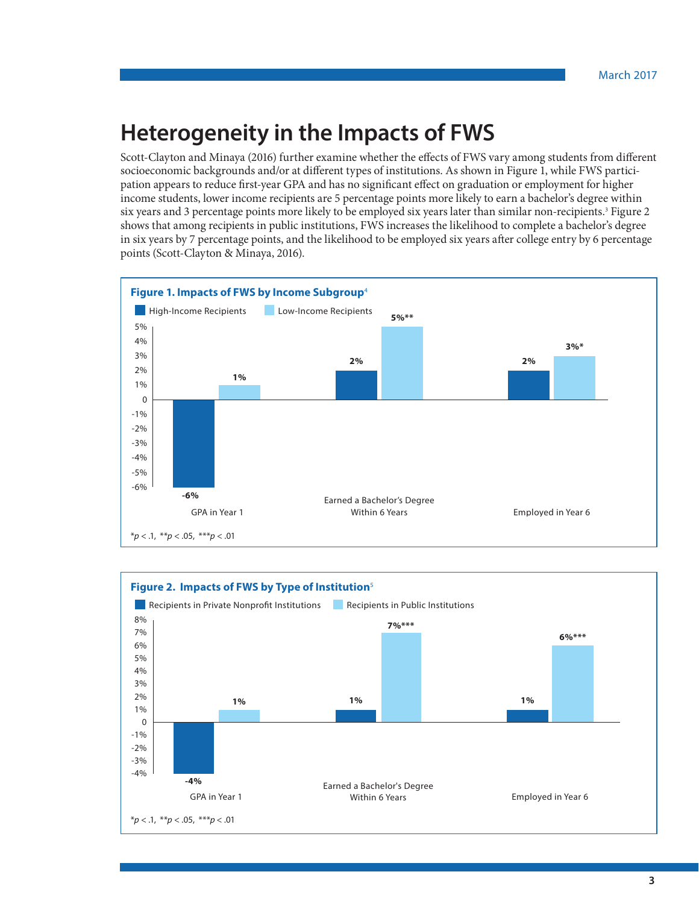# Heterogeneity in the Impacts of FWS

Scott-Clayton and Minaya (2016) further examine whether the effects of FWS vary among students from different socioeconomic backgrounds and/or at different types of institutions. As shown in Figure 1, while FWS participation appears to reduce first-year GPA and has no significant effect on graduation or employment for higher income students, lower income recipients are 5 percentage points more likely to earn a bachelor's degree within six years and 3 percentage points more likely to be employed six years later than similar non-recipients.[3] Figure 2 shows that among recipients in public institutions, FWS increases the likelihood to complete a bachelor's degree in six years by 7 percentage points, and the likelihood to be employed six years after college entry by 6 percentage points (Scott-Clayton & Minaya, 2016).

**Figure 1. Impacts of FWS by Income Subgroup**[4]

| | High-Income Recipients | Low-Income Recipients |
|---|---|---|
| GPA in Year 1 | -6% | 1% |
| Earned a Bachelor's Degree Within 6 Years | 2% | 5%** |
| Employed in Year 6 | 2% | 3%* |

*p < .1, **p < .05, ***p < .01

**Figure 2. Impacts of FWS by Type of Institution**[5]

| | Recipients in Private Nonprofit Institutions | Recipients in Public Institutions |
|---|---|---|
| GPA in Year 1 | -4% | 1% |
| Earned a Bachelor's Degree Within 6 Years | 1% | 7%*** |
| Employed in Year 6 | 1% | 6%*** |

*p < .1, **p < .05, ***p < .01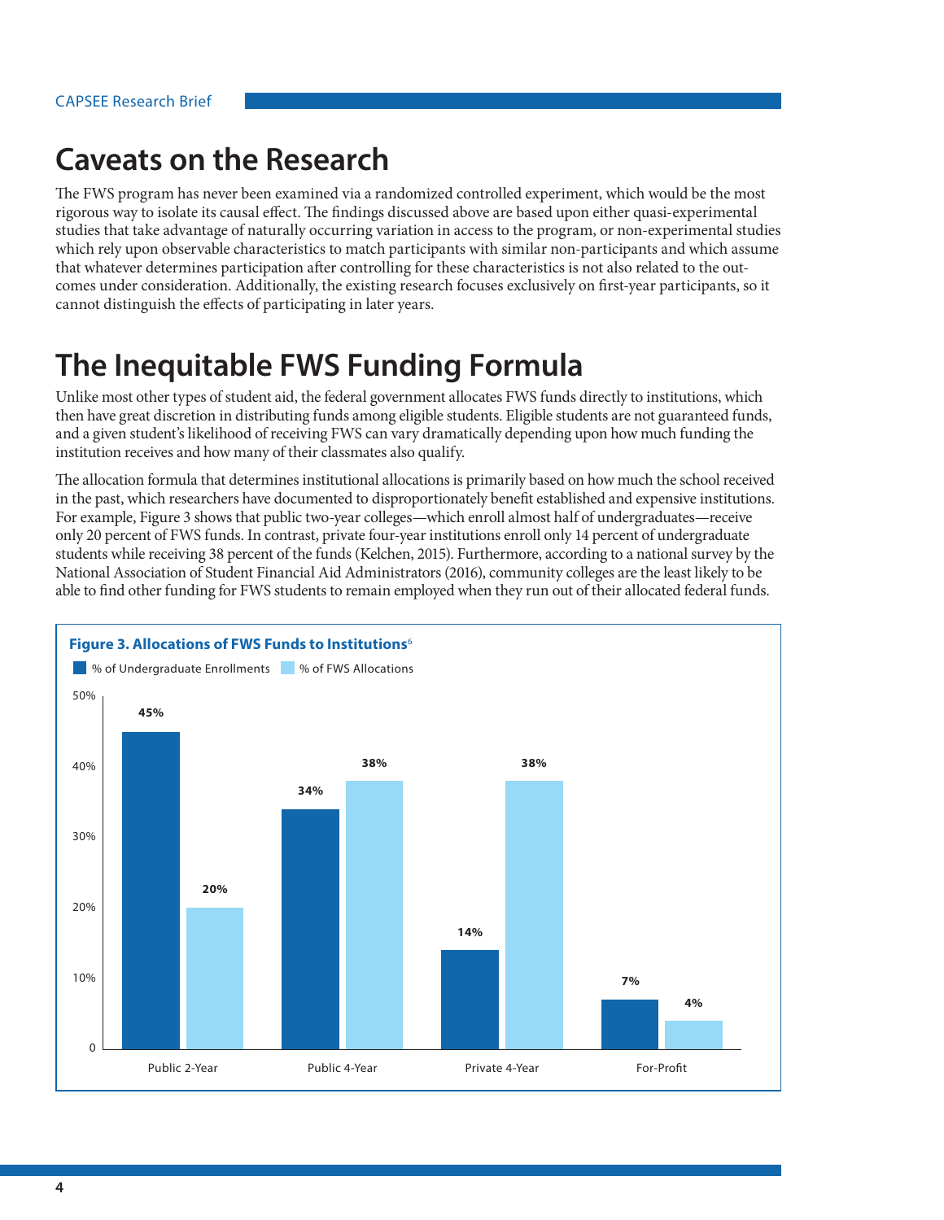## Caveats on the Research

The FWS program has never been examined via a randomized controlled experiment, which would be the most rigorous way to isolate its causal effect. The findings discussed above are based upon either quasi-experimental studies that take advantage of naturally occurring variation in access to the program, or non-experimental studies which rely upon observable characteristics to match participants with similar non-participants and which assume that whatever determines participation after controlling for these characteristics is not also related to the outcomes under consideration. Additionally, the existing research focuses exclusively on first-year participants, so it cannot distinguish the effects of participating in later years.

## The Inequitable FWS Funding Formula

Unlike most other types of student aid, the federal government allocates FWS funds directly to institutions, which then have great discretion in distributing funds among eligible students. Eligible students are not guaranteed funds, and a given student's likelihood of receiving FWS can vary dramatically depending upon how much funding the institution receives and how many of their classmates also qualify.

The allocation formula that determines institutional allocations is primarily based on how much the school received in the past, which researchers have documented to disproportionately benefit established and expensive institutions. For example, Figure 3 shows that public two-year colleges—which enroll almost half of undergraduates—receive only 20 percent of FWS funds. In contrast, private four-year institutions enroll only 14 percent of undergraduate students while receiving 38 percent of the funds (Kelchen, 2015). Furthermore, according to a national survey by the National Association of Student Financial Aid Administrators (2016), community colleges are the least likely to be able to find other funding for FWS students to remain employed when they run out of their allocated federal funds.

**Figure 3. Allocations of FWS Funds to Institutions**[6]

| | % of Undergraduate Enrollments | % of FWS Allocations |
|---|---|---|
| Public 2-Year | 45% | 20% |
| Public 4-Year | 34% | 38% |
| Private 4-Year | 14% | 38% |
| For-Profit | 7% | 4% |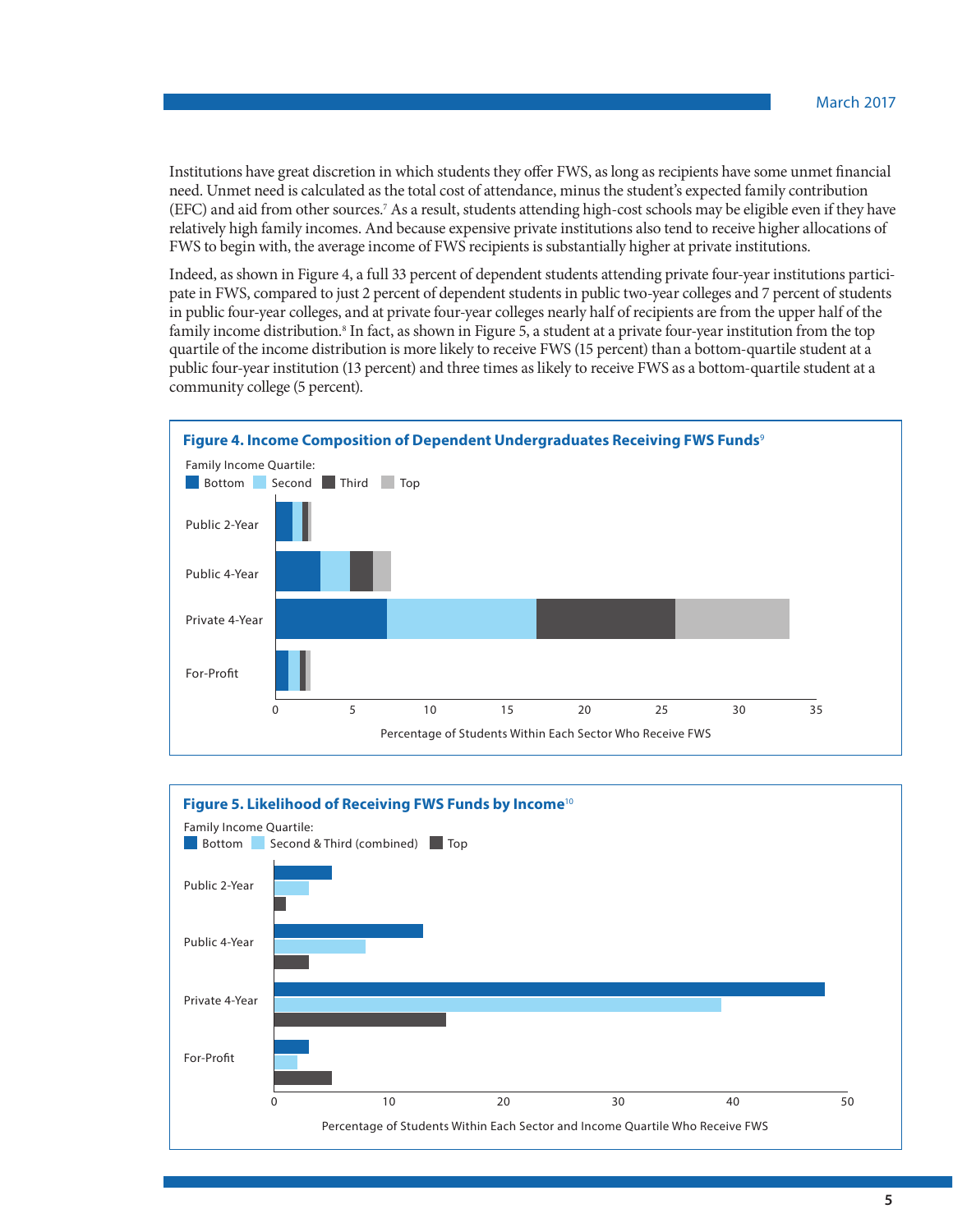Institutions have great discretion in which students they offer FWS, as long as recipients have some unmet financial need. Unmet need is calculated as the total cost of attendance, minus the student's expected family contribution (EFC) and aid from other sources.[7] As a result, students attending high-cost schools may be eligible even if they have relatively high family incomes. And because expensive private institutions also tend to receive higher allocations of FWS to begin with, the average income of FWS recipients is substantially higher at private institutions.

Indeed, as shown in Figure 4, a full 33 percent of dependent students attending private four-year institutions participate in FWS, compared to just 2 percent of dependent students in public two-year colleges and 7 percent of students in public four-year colleges, and at private four-year colleges nearly half of recipients are from the upper half of the family income distribution.[8] In fact, as shown in Figure 5, a student at a private four-year institution from the top quartile of the income distribution is more likely to receive FWS (15 percent) than a bottom-quartile student at a public four-year institution (13 percent) and three times as likely to receive FWS as a bottom-quartile student at a community college (5 percent).

**Figure 4. Income Composition of Dependent Undergraduates Receiving FWS Funds**[9]

Family Income Quartile: Bottom, Second, Third, Top

Sectors: Public 2-Year, Public 4-Year, Private 4-Year, For-Profit

Percentage of Students Within Each Sector Who Receive FWS

**Figure 5. Likelihood of Receiving FWS Funds by Income**[10]

Family Income Quartile: Bottom, Second & Third (combined), Top

Sectors: Public 2-Year, Public 4-Year, Private 4-Year, For-Profit

Percentage of Students Within Each Sector and Income Quartile Who Receive FWS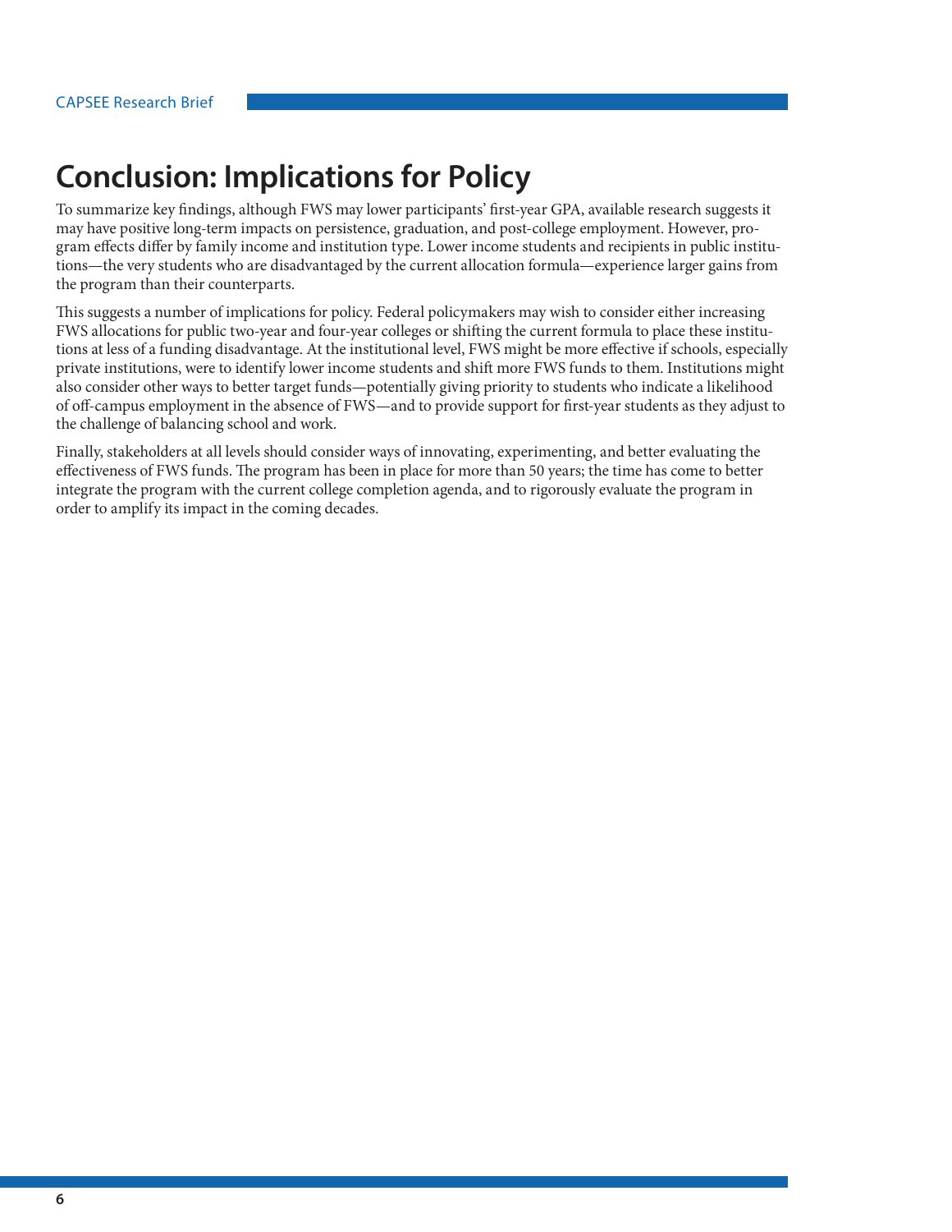## Conclusion: Implications for Policy

To summarize key findings, although FWS may lower participants' first-year GPA, available research suggests it may have positive long-term impacts on persistence, graduation, and post-college employment. However, program effects differ by family income and institution type. Lower income students and recipients in public institutions—the very students who are disadvantaged by the current allocation formula—experience larger gains from the program than their counterparts.

This suggests a number of implications for policy. Federal policymakers may wish to consider either increasing FWS allocations for public two-year and four-year colleges or shifting the current formula to place these institutions at less of a funding disadvantage. At the institutional level, FWS might be more effective if schools, especially private institutions, were to identify lower income students and shift more FWS funds to them. Institutions might also consider other ways to better target funds—potentially giving priority to students who indicate a likelihood of off-campus employment in the absence of FWS—and to provide support for first-year students as they adjust to the challenge of balancing school and work.

Finally, stakeholders at all levels should consider ways of innovating, experimenting, and better evaluating the effectiveness of FWS funds. The program has been in place for more than 50 years; the time has come to better integrate the program with the current college completion agenda, and to rigorously evaluate the program in order to amplify its impact in the coming decades.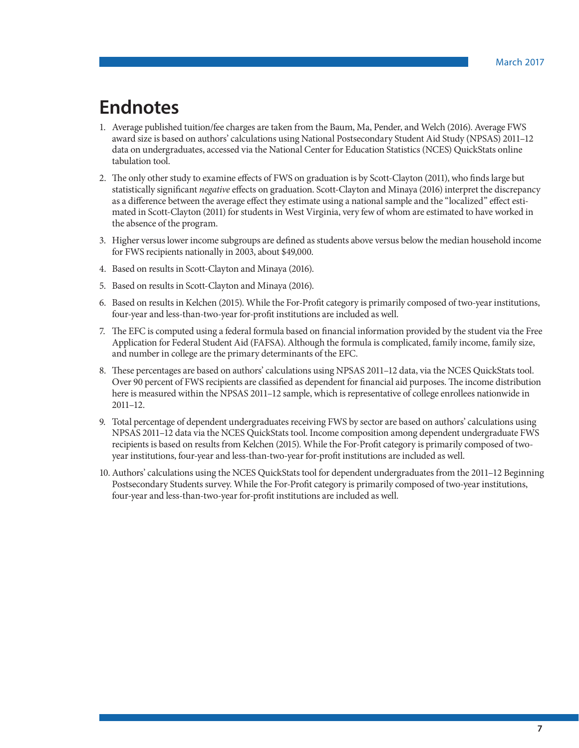# Endnotes

1. Average published tuition/fee charges are taken from the Baum, Ma, Pender, and Welch (2016). Average FWS award size is based on authors' calculations using National Postsecondary Student Aid Study (NPSAS) 2011–12 data on undergraduates, accessed via the National Center for Education Statistics (NCES) QuickStats online tabulation tool.

2. The only other study to examine effects of FWS on graduation is by Scott-Clayton (2011), who finds large but statistically significant *negative* effects on graduation. Scott-Clayton and Minaya (2016) interpret the discrepancy as a difference between the average effect they estimate using a national sample and the "localized" effect estimated in Scott-Clayton (2011) for students in West Virginia, very few of whom are estimated to have worked in the absence of the program.

3. Higher versus lower income subgroups are defined as students above versus below the median household income for FWS recipients nationally in 2003, about $49,000.

4. Based on results in Scott-Clayton and Minaya (2016).

5. Based on results in Scott-Clayton and Minaya (2016).

6. Based on results in Kelchen (2015). While the For-Profit category is primarily composed of two-year institutions, four-year and less-than-two-year for-profit institutions are included as well.

7. The EFC is computed using a federal formula based on financial information provided by the student via the Free Application for Federal Student Aid (FAFSA). Although the formula is complicated, family income, family size, and number in college are the primary determinants of the EFC.

8. These percentages are based on authors' calculations using NPSAS 2011–12 data, via the NCES QuickStats tool. Over 90 percent of FWS recipients are classified as dependent for financial aid purposes. The income distribution here is measured within the NPSAS 2011–12 sample, which is representative of college enrollees nationwide in 2011–12.

9. Total percentage of dependent undergraduates receiving FWS by sector are based on authors' calculations using NPSAS 2011–12 data via the NCES QuickStats tool. Income composition among dependent undergraduate FWS recipients is based on results from Kelchen (2015). While the For-Profit category is primarily composed of two-year institutions, four-year and less-than-two-year for-profit institutions are included as well.

10. Authors' calculations using the NCES QuickStats tool for dependent undergraduates from the 2011–12 Beginning Postsecondary Students survey. While the For-Profit category is primarily composed of two-year institutions, four-year and less-than-two-year for-profit institutions are included as well.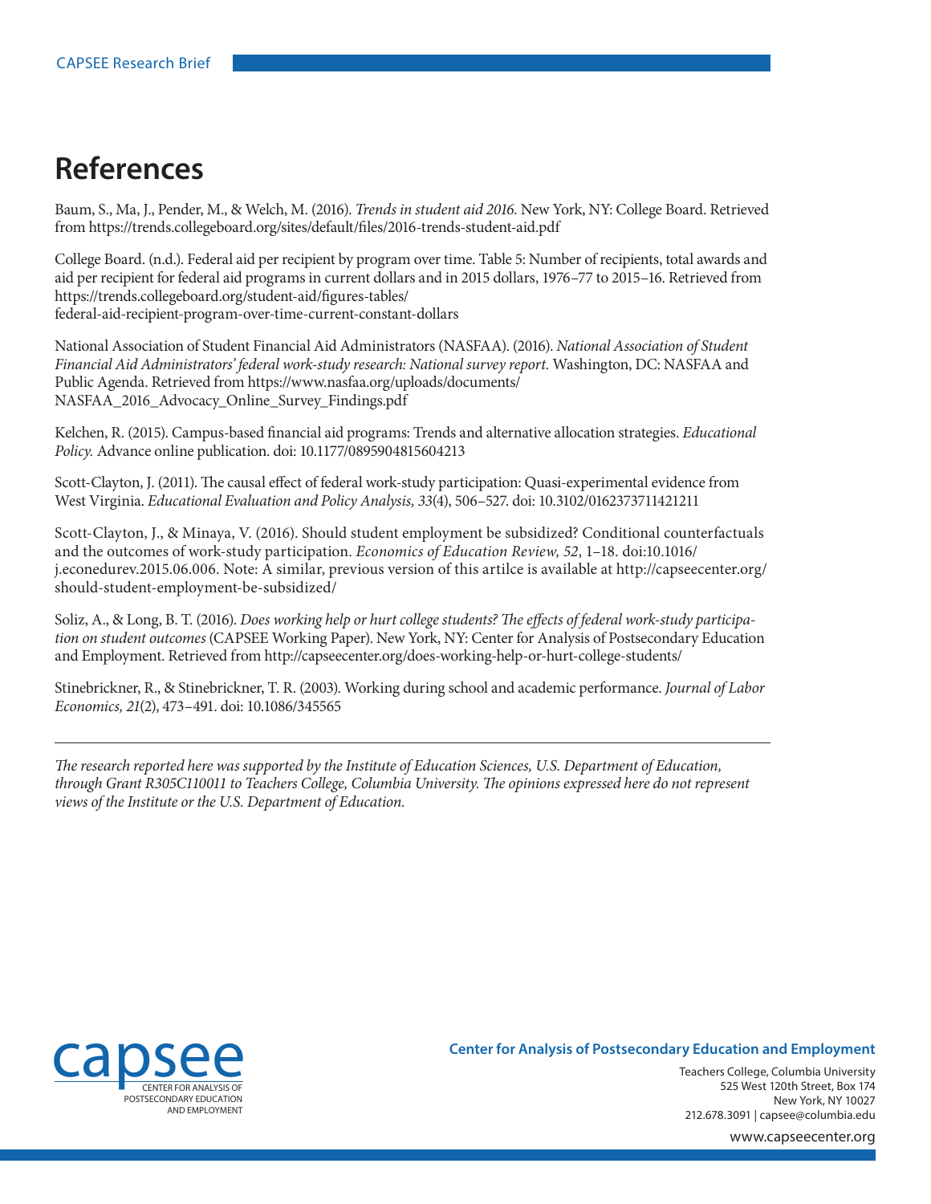# References

Baum, S., Ma, J., Pender, M., & Welch, M. (2016). *Trends in student aid 2016*. New York, NY: College Board. Retrieved from https://trends.collegeboard.org/sites/default/files/2016-trends-student-aid.pdf

College Board. (n.d.). Federal aid per recipient by program over time. Table 5: Number of recipients, total awards and aid per recipient for federal aid programs in current dollars and in 2015 dollars, 1976–77 to 2015–16. Retrieved from https://trends.collegeboard.org/student-aid/figures-tables/federal-aid-recipient-program-over-time-current-constant-dollars

National Association of Student Financial Aid Administrators (NASFAA). (2016). *National Association of Student Financial Aid Administrators' federal work-study research: National survey report.* Washington, DC: NASFAA and Public Agenda. Retrieved from https://www.nasfaa.org/uploads/documents/NASFAA_2016_Advocacy_Online_Survey_Findings.pdf

Kelchen, R. (2015). Campus-based financial aid programs: Trends and alternative allocation strategies. *Educational Policy.* Advance online publication. doi: 10.1177/0895904815604213

Scott-Clayton, J. (2011). The causal effect of federal work-study participation: Quasi-experimental evidence from West Virginia. *Educational Evaluation and Policy Analysis, 33*(4), 506–527. doi: 10.3102/0162373711421211

Scott-Clayton, J., & Minaya, V. (2016). Should student employment be subsidized? Conditional counterfactuals and the outcomes of work-study participation. *Economics of Education Review, 52*, 1–18. doi:10.1016/j.econedurev.2015.06.006. Note: A similar, previous version of this artilce is available at http://capseecenter.org/should-student-employment-be-subsidized/

Soliz, A., & Long, B. T. (2016). *Does working help or hurt college students? The effects of federal work-study participation on student outcomes* (CAPSEE Working Paper). New York, NY: Center for Analysis of Postsecondary Education and Employment. Retrieved from http://capseecenter.org/does-working-help-or-hurt-college-students/

Stinebrickner, R., & Stinebrickner, T. R. (2003). Working during school and academic performance. *Journal of Labor Economics, 21*(2), 473–491. doi: 10.1086/345565

---

*The research reported here was supported by the Institute of Education Sciences, U.S. Department of Education, through Grant R305C110011 to Teachers College, Columbia University. The opinions expressed here do not represent views of the Institute or the U.S. Department of Education.*

capsee
CENTER FOR ANALYSIS OF POSTSECONDARY EDUCATION AND EMPLOYMENT

**Center for Analysis of Postsecondary Education and Employment**

Teachers College, Columbia University
525 West 120th Street, Box 174
New York, NY 10027
212.678.3091 | capsee@columbia.edu

www.capseecenter.org